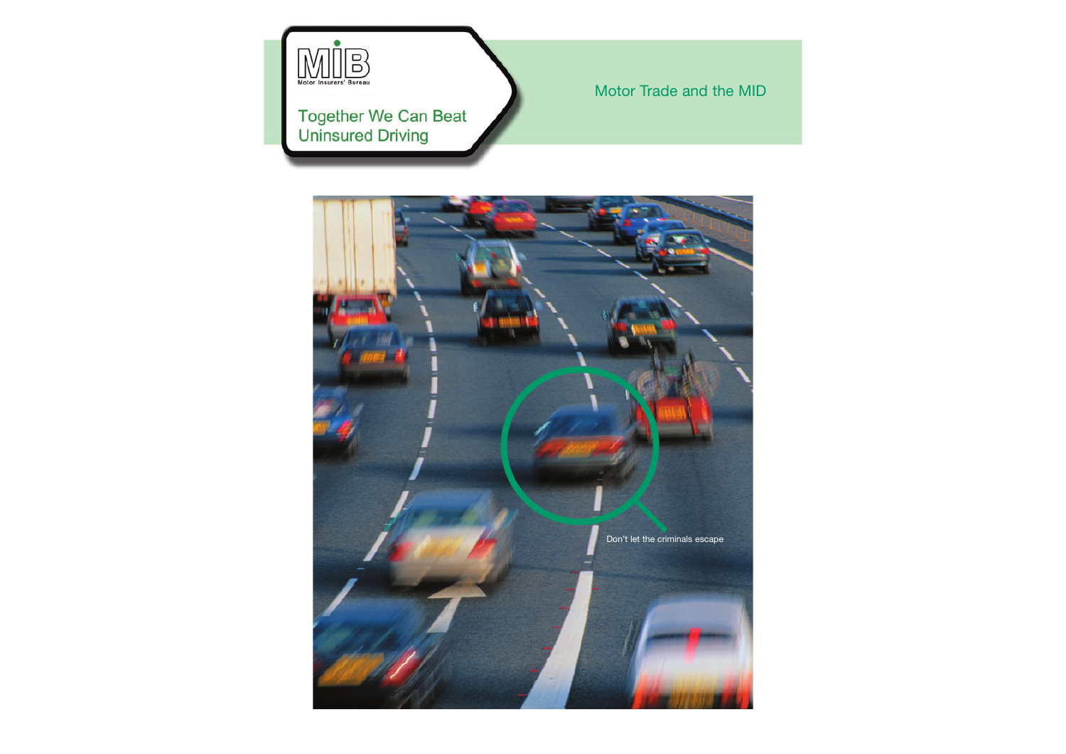MIB

Motor Insurers' Bureau

Together We Can Beat Uninsured Driving

# Motor Trade and the MID

Don't let the criminals escape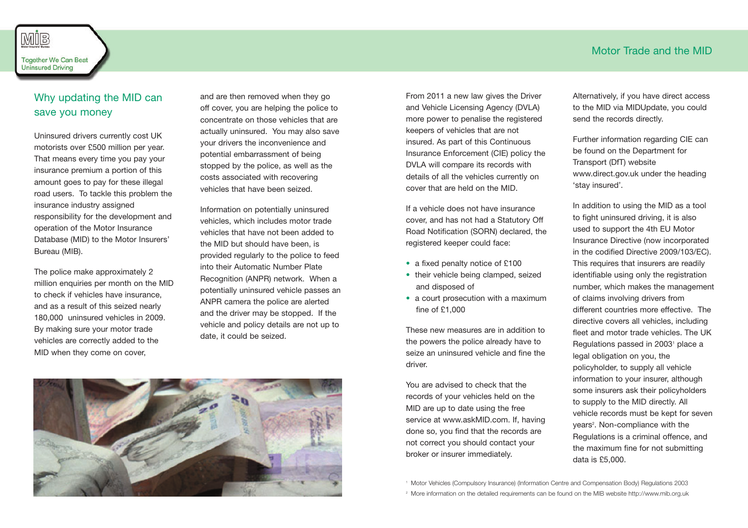## Why updating the MID can save you money

Uninsured drivers currently cost UK motorists over £500 million per year. That means every time you pay your insurance premium a portion of this amount goes to pay for these illegal road users. To tackle this problem the insurance industry assigned responsibility for the development and operation of the Motor Insurance Database (MID) to the Motor Insurers' Bureau (MIB).

The police make approximately 2 million enquiries per month on the MID to check if vehicles have insurance, and as a result of this seized nearly 180,000 uninsured vehicles in 2009. By making sure your motor trade vehicles are correctly added to the MID when they come on cover, and are then removed when they go off cover, you are helping the police to concentrate on those vehicles that are actually uninsured. You may also save your drivers the inconvenience and potential embarrassment of being stopped by the police, as well as the costs associated with recovering vehicles that have been seized.

Information on potentially uninsured vehicles, which includes motor trade vehicles that have not been added to the MID but should have been, is provided regularly to the police to feed into their Automatic Number Plate Recognition (ANPR) network. When a potentially uninsured vehicle passes an ANPR camera the police are alerted and the driver may be stopped. If the vehicle and policy details are not up to date, it could be seized.

From 2011 a new law gives the Driver and Vehicle Licensing Agency (DVLA) more power to penalise the registered keepers of vehicles that are not insured. As part of this Continuous Insurance Enforcement (CIE) policy the DVLA will compare its records with details of all the vehicles currently on cover that are held on the MID.

If a vehicle does not have insurance cover, and has not had a Statutory Off Road Notification (SORN) declared, the registered keeper could face:

- a fixed penalty notice of £100
- their vehicle being clamped, seized and disposed of
- a court prosecution with a maximum fine of £1,000

These new measures are in addition to the powers the police already have to seize an uninsured vehicle and fine the driver.

You are advised to check that the records of your vehicles held on the MID are up to date using the free service at www.askMID.com. If, having done so, you find that the records are not correct you should contact your broker or insurer immediately.

Alternatively, if you have direct access to the MID via MIDUpdate, you could send the records directly.

Further information regarding CIE can be found on the Department for Transport (DfT) website www.direct.gov.uk under the heading 'stay insured'.

In addition to using the MID as a tool to fight uninsured driving, it is also used to support the 4th EU Motor Insurance Directive (now incorporated in the codified Directive 2009/103/EC). This requires that insurers are readily identifiable using only the registration number, which makes the management of claims involving drivers from different countries more effective. The directive covers all vehicles, including fleet and motor trade vehicles. The UK Regulations passed in 2003[1] place a legal obligation on you, the policyholder, to supply all vehicle information to your insurer, although some insurers ask their policyholders to supply to the MID directly. All vehicle records must be kept for seven years[2]. Non-compliance with the Regulations is a criminal offence, and the maximum fine for not submitting data is £5,000.

[1] Motor Vehicles (Compulsory Insurance) (Information Centre and Compensation Body) Regulations 2003

[2] More information on the detailed requirements can be found on the MIB website http://www.mib.org.uk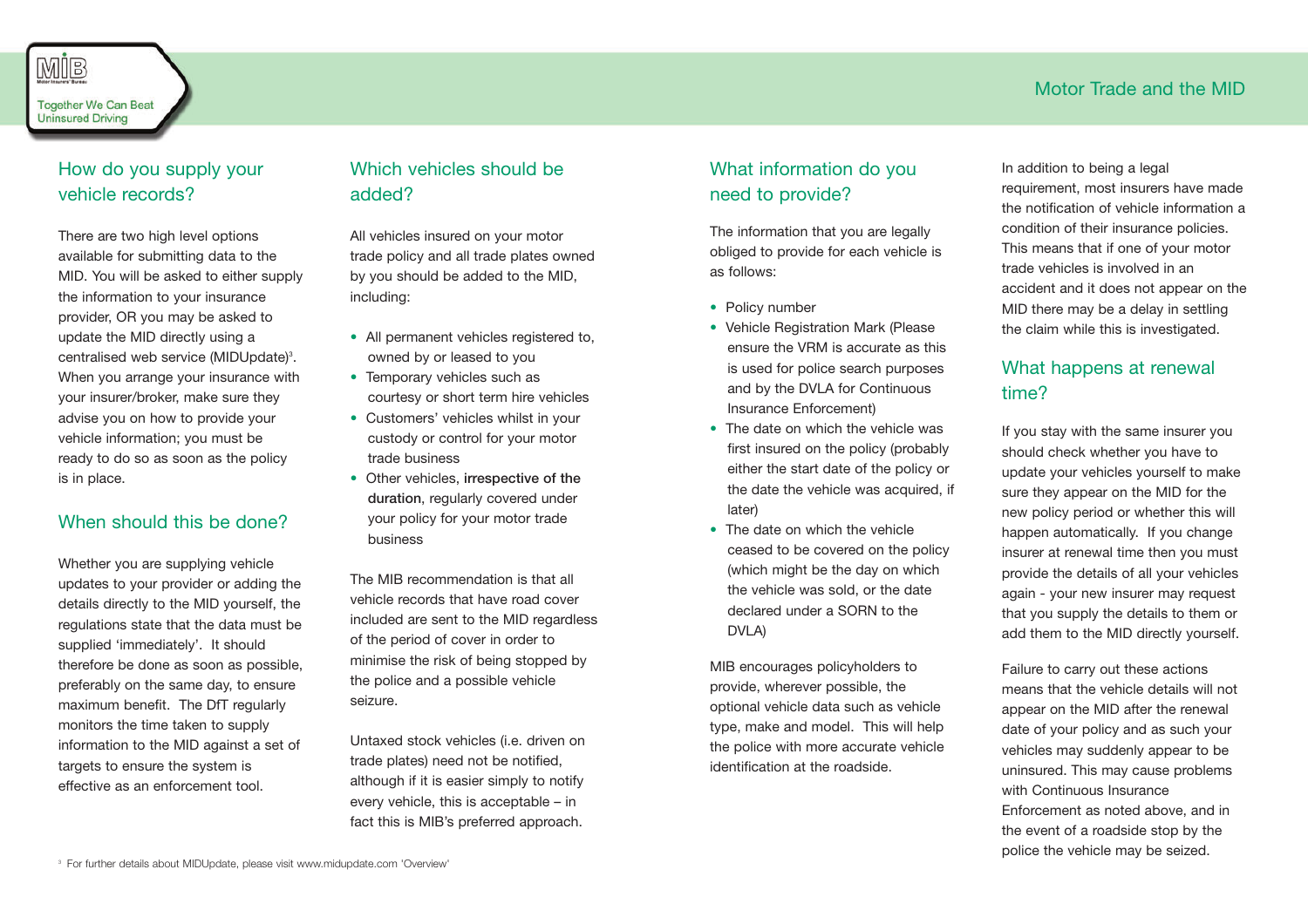## How do you supply your vehicle records?

There are two high level options available for submitting data to the MID. You will be asked to either supply the information to your insurance provider, OR you may be asked to update the MID directly using a centralised web service (MIDUpdate)[3]. When you arrange your insurance with your insurer/broker, make sure they advise you on how to provide your vehicle information; you must be ready to do so as soon as the policy is in place.

## When should this be done?

Whether you are supplying vehicle updates to your provider or adding the details directly to the MID yourself, the regulations state that the data must be supplied 'immediately'. It should therefore be done as soon as possible, preferably on the same day, to ensure maximum benefit. The DfT regularly monitors the time taken to supply information to the MID against a set of targets to ensure the system is effective as an enforcement tool.

## Which vehicles should be added?

All vehicles insured on your motor trade policy and all trade plates owned by you should be added to the MID, including:

- All permanent vehicles registered to, owned by or leased to you
- Temporary vehicles such as courtesy or short term hire vehicles
- Customers' vehicles whilst in your custody or control for your motor trade business
- Other vehicles, **irrespective of the duration**, regularly covered under your policy for your motor trade business

The MIB recommendation is that all vehicle records that have road cover included are sent to the MID regardless of the period of cover in order to minimise the risk of being stopped by the police and a possible vehicle seizure.

Untaxed stock vehicles (i.e. driven on trade plates) need not be notified, although if it is easier simply to notify every vehicle, this is acceptable – in fact this is MIB's preferred approach.

## What information do you need to provide?

The information that you are legally obliged to provide for each vehicle is as follows:

- Policy number
- Vehicle Registration Mark (Please ensure the VRM is accurate as this is used for police search purposes and by the DVLA for Continuous Insurance Enforcement)
- The date on which the vehicle was first insured on the policy (probably either the start date of the policy or the date the vehicle was acquired, if later)
- The date on which the vehicle ceased to be covered on the policy (which might be the day on which the vehicle was sold, or the date declared under a SORN to the DVLA)

MIB encourages policyholders to provide, wherever possible, the optional vehicle data such as vehicle type, make and model. This will help the police with more accurate vehicle identification at the roadside.

In addition to being a legal requirement, most insurers have made the notification of vehicle information a condition of their insurance policies. This means that if one of your motor trade vehicles is involved in an accident and it does not appear on the MID there may be a delay in settling the claim while this is investigated.

## What happens at renewal time?

If you stay with the same insurer you should check whether you have to update your vehicles yourself to make sure they appear on the MID for the new policy period or whether this will happen automatically. If you change insurer at renewal time then you must provide the details of all your vehicles again - your new insurer may request that you supply the details to them or add them to the MID directly yourself.

Failure to carry out these actions means that the vehicle details will not appear on the MID after the renewal date of your policy and as such your vehicles may suddenly appear to be uninsured. This may cause problems with Continuous Insurance Enforcement as noted above, and in the event of a roadside stop by the police the vehicle may be seized.

[3] For further details about MIDUpdate, please visit www.midupdate.com 'Overview'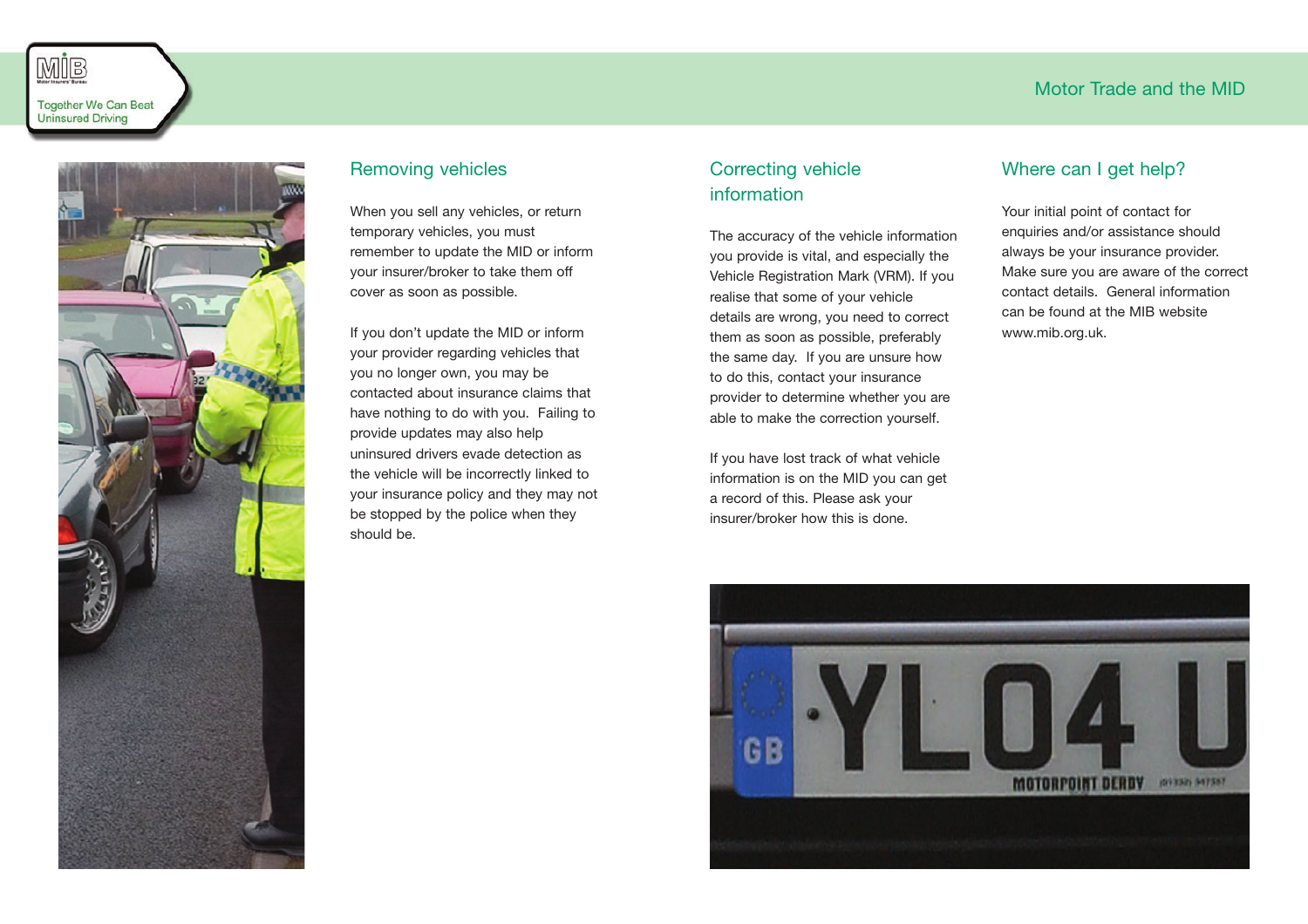## Removing vehicles

When you sell any vehicles, or return temporary vehicles, you must remember to update the MID or inform your insurer/broker to take them off cover as soon as possible.

If you don't update the MID or inform your provider regarding vehicles that you no longer own, you may be contacted about insurance claims that have nothing to do with you. Failing to provide updates may also help uninsured drivers evade detection as the vehicle will be incorrectly linked to your insurance policy and they may not be stopped by the police when they should be.

## Correcting vehicle information

The accuracy of the vehicle information you provide is vital, and especially the Vehicle Registration Mark (VRM). If you realise that some of your vehicle details are wrong, you need to correct them as soon as possible, preferably the same day. If you are unsure how to do this, contact your insurance provider to determine whether you are able to make the correction yourself.

If you have lost track of what vehicle information is on the MID you can get a record of this. Please ask your insurer/broker how this is done.

## Where can I get help?

Your initial point of contact for enquiries and/or assistance should always be your insurance provider. Make sure you are aware of the correct contact details. General information can be found at the MIB website www.mib.org.uk.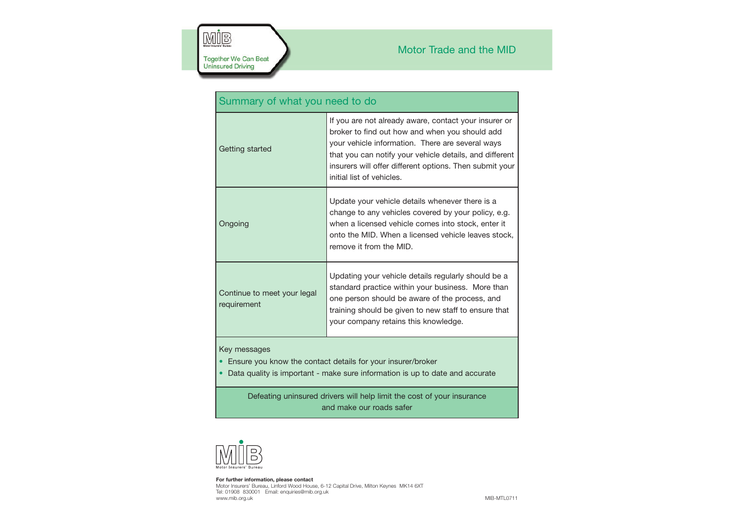Together We Can Beat Uninsured Driving

# Motor Trade and the MID

## Summary of what you need to do

| | |
|---|---|
| Getting started | If you are not already aware, contact your insurer or broker to find out how and when you should add your vehicle information. There are several ways that you can notify your vehicle details, and different insurers will offer different options. Then submit your initial list of vehicles. |
| Ongoing | Update your vehicle details whenever there is a change to any vehicles covered by your policy, e.g. when a licensed vehicle comes into stock, enter it onto the MID. When a licensed vehicle leaves stock, remove it from the MID. |
| Continue to meet your legal requirement | Updating your vehicle details regularly should be a standard practice within your business. More than one person should be aware of the process, and training should be given to new staff to ensure that your company retains this knowledge. |

Key messages

- Ensure you know the contact details for your insurer/broker
- Data quality is important - make sure information is up to date and accurate

Defeating uninsured drivers will help limit the cost of your insurance and make our roads safer

MIB Motor Insurers' Bureau

**For further information, please contact**
Motor Insurers' Bureau, Linford Wood House, 6-12 Capital Drive, Milton Keynes MK14 6XT
Tel: 01908 830001 Email: enquiries@mib.org.uk
www.mib.org.uk

MIB-MTL0711